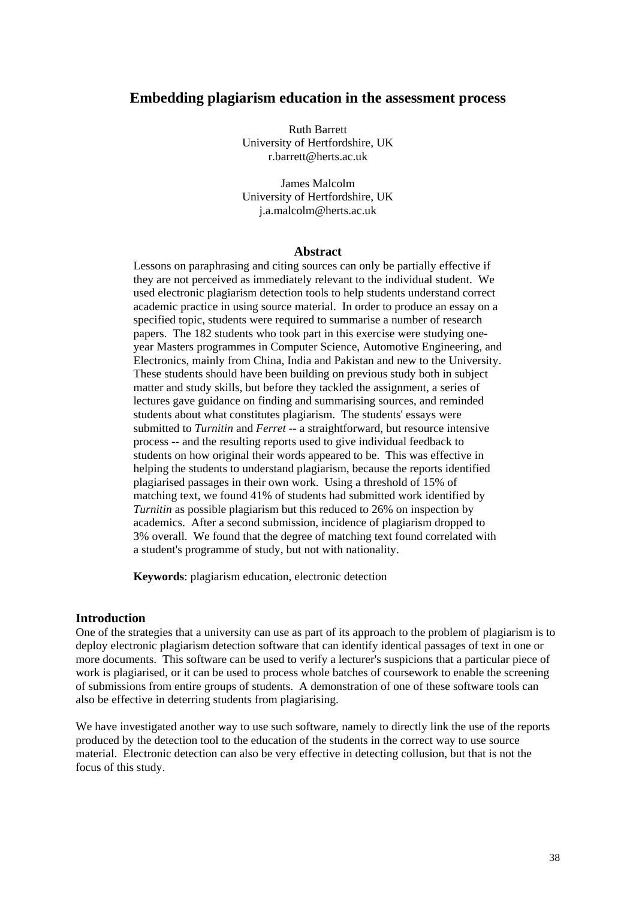# Embedding plagiarism education in the assessment process

Ruth Barrett
University of Hertfordshire, UK
r.barrett@herts.ac.uk

James Malcolm
University of Hertfordshire, UK
j.a.malcolm@herts.ac.uk

## Abstract

Lessons on paraphrasing and citing sources can only be partially effective if they are not perceived as immediately relevant to the individual student. We used electronic plagiarism detection tools to help students understand correct academic practice in using source material. In order to produce an essay on a specified topic, students were required to summarise a number of research papers. The 182 students who took part in this exercise were studying one-year Masters programmes in Computer Science, Automotive Engineering, and Electronics, mainly from China, India and Pakistan and new to the University. These students should have been building on previous study both in subject matter and study skills, but before they tackled the assignment, a series of lectures gave guidance on finding and summarising sources, and reminded students about what constitutes plagiarism. The students' essays were submitted to *Turnitin* and *Ferret* -- a straightforward, but resource intensive process -- and the resulting reports used to give individual feedback to students on how original their words appeared to be. This was effective in helping the students to understand plagiarism, because the reports identified plagiarised passages in their own work. Using a threshold of 15% of matching text, we found 41% of students had submitted work identified by *Turnitin* as possible plagiarism but this reduced to 26% on inspection by academics. After a second submission, incidence of plagiarism dropped to 3% overall. We found that the degree of matching text found correlated with a student's programme of study, but not with nationality.

**Keywords**: plagiarism education, electronic detection

## Introduction

One of the strategies that a university can use as part of its approach to the problem of plagiarism is to deploy electronic plagiarism detection software that can identify identical passages of text in one or more documents. This software can be used to verify a lecturer's suspicions that a particular piece of work is plagiarised, or it can be used to process whole batches of coursework to enable the screening of submissions from entire groups of students. A demonstration of one of these software tools can also be effective in deterring students from plagiarising.

We have investigated another way to use such software, namely to directly link the use of the reports produced by the detection tool to the education of the students in the correct way to use source material. Electronic detection can also be very effective in detecting collusion, but that is not the focus of this study.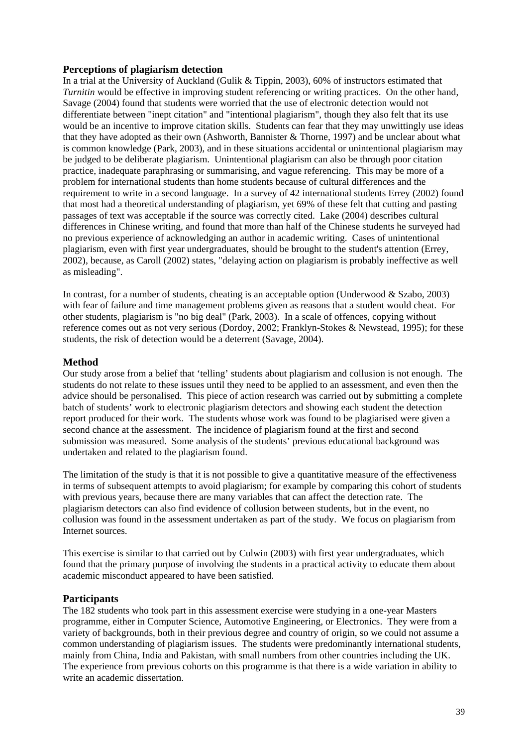## Perceptions of plagiarism detection

In a trial at the University of Auckland (Gulik & Tippin, 2003), 60% of instructors estimated that *Turnitin* would be effective in improving student referencing or writing practices. On the other hand, Savage (2004) found that students were worried that the use of electronic detection would not differentiate between "inept citation" and "intentional plagiarism", though they also felt that its use would be an incentive to improve citation skills. Students can fear that they may unwittingly use ideas that they have adopted as their own (Ashworth, Bannister & Thorne, 1997) and be unclear about what is common knowledge (Park, 2003), and in these situations accidental or unintentional plagiarism may be judged to be deliberate plagiarism. Unintentional plagiarism can also be through poor citation practice, inadequate paraphrasing or summarising, and vague referencing. This may be more of a problem for international students than home students because of cultural differences and the requirement to write in a second language. In a survey of 42 international students Errey (2002) found that most had a theoretical understanding of plagiarism, yet 69% of these felt that cutting and pasting passages of text was acceptable if the source was correctly cited. Lake (2004) describes cultural differences in Chinese writing, and found that more than half of the Chinese students he surveyed had no previous experience of acknowledging an author in academic writing. Cases of unintentional plagiarism, even with first year undergraduates, should be brought to the student's attention (Errey, 2002), because, as Caroll (2002) states, "delaying action on plagiarism is probably ineffective as well as misleading".

In contrast, for a number of students, cheating is an acceptable option (Underwood & Szabo, 2003) with fear of failure and time management problems given as reasons that a student would cheat. For other students, plagiarism is "no big deal" (Park, 2003). In a scale of offences, copying without reference comes out as not very serious (Dordoy, 2002; Franklyn-Stokes & Newstead, 1995); for these students, the risk of detection would be a deterrent (Savage, 2004).

## Method

Our study arose from a belief that 'telling' students about plagiarism and collusion is not enough. The students do not relate to these issues until they need to be applied to an assessment, and even then the advice should be personalised. This piece of action research was carried out by submitting a complete batch of students' work to electronic plagiarism detectors and showing each student the detection report produced for their work. The students whose work was found to be plagiarised were given a second chance at the assessment. The incidence of plagiarism found at the first and second submission was measured. Some analysis of the students' previous educational background was undertaken and related to the plagiarism found.

The limitation of the study is that it is not possible to give a quantitative measure of the effectiveness in terms of subsequent attempts to avoid plagiarism; for example by comparing this cohort of students with previous years, because there are many variables that can affect the detection rate. The plagiarism detectors can also find evidence of collusion between students, but in the event, no collusion was found in the assessment undertaken as part of the study. We focus on plagiarism from Internet sources.

This exercise is similar to that carried out by Culwin (2003) with first year undergraduates, which found that the primary purpose of involving the students in a practical activity to educate them about academic misconduct appeared to have been satisfied.

## Participants

The 182 students who took part in this assessment exercise were studying in a one-year Masters programme, either in Computer Science, Automotive Engineering, or Electronics. They were from a variety of backgrounds, both in their previous degree and country of origin, so we could not assume a common understanding of plagiarism issues. The students were predominantly international students, mainly from China, India and Pakistan, with small numbers from other countries including the UK. The experience from previous cohorts on this programme is that there is a wide variation in ability to write an academic dissertation.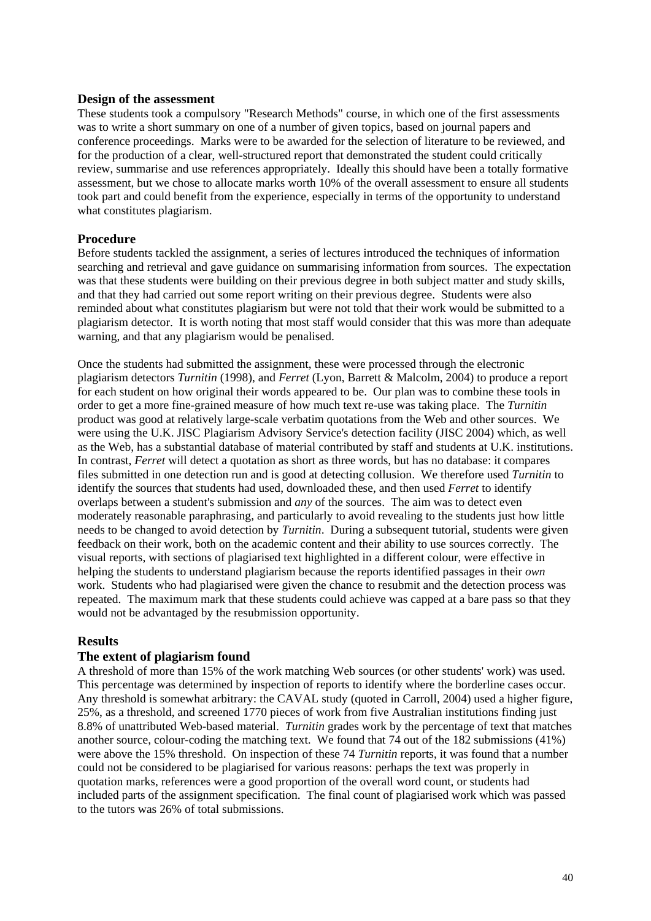### Design of the assessment

These students took a compulsory "Research Methods" course, in which one of the first assessments was to write a short summary on one of a number of given topics, based on journal papers and conference proceedings. Marks were to be awarded for the selection of literature to be reviewed, and for the production of a clear, well-structured report that demonstrated the student could critically review, summarise and use references appropriately. Ideally this should have been a totally formative assessment, but we chose to allocate marks worth 10% of the overall assessment to ensure all students took part and could benefit from the experience, especially in terms of the opportunity to understand what constitutes plagiarism.

### Procedure

Before students tackled the assignment, a series of lectures introduced the techniques of information searching and retrieval and gave guidance on summarising information from sources. The expectation was that these students were building on their previous degree in both subject matter and study skills, and that they had carried out some report writing on their previous degree. Students were also reminded about what constitutes plagiarism but were not told that their work would be submitted to a plagiarism detector. It is worth noting that most staff would consider that this was more than adequate warning, and that any plagiarism would be penalised.

Once the students had submitted the assignment, these were processed through the electronic plagiarism detectors *Turnitin* (1998), and *Ferret* (Lyon, Barrett & Malcolm, 2004) to produce a report for each student on how original their words appeared to be. Our plan was to combine these tools in order to get a more fine-grained measure of how much text re-use was taking place. The *Turnitin* product was good at relatively large-scale verbatim quotations from the Web and other sources. We were using the U.K. JISC Plagiarism Advisory Service's detection facility (JISC 2004) which, as well as the Web, has a substantial database of material contributed by staff and students at U.K. institutions. In contrast, *Ferret* will detect a quotation as short as three words, but has no database: it compares files submitted in one detection run and is good at detecting collusion. We therefore used *Turnitin* to identify the sources that students had used, downloaded these, and then used *Ferret* to identify overlaps between a student's submission and *any* of the sources. The aim was to detect even moderately reasonable paraphrasing, and particularly to avoid revealing to the students just how little needs to be changed to avoid detection by *Turnitin*. During a subsequent tutorial, students were given feedback on their work, both on the academic content and their ability to use sources correctly. The visual reports, with sections of plagiarised text highlighted in a different colour, were effective in helping the students to understand plagiarism because the reports identified passages in their *own* work. Students who had plagiarised were given the chance to resubmit and the detection process was repeated. The maximum mark that these students could achieve was capped at a bare pass so that they would not be advantaged by the resubmission opportunity.

## Results

### The extent of plagiarism found

A threshold of more than 15% of the work matching Web sources (or other students' work) was used. This percentage was determined by inspection of reports to identify where the borderline cases occur. Any threshold is somewhat arbitrary: the CAVAL study (quoted in Carroll, 2004) used a higher figure, 25%, as a threshold, and screened 1770 pieces of work from five Australian institutions finding just 8.8% of unattributed Web-based material. *Turnitin* grades work by the percentage of text that matches another source, colour-coding the matching text. We found that 74 out of the 182 submissions (41%) were above the 15% threshold. On inspection of these 74 *Turnitin* reports, it was found that a number could not be considered to be plagiarised for various reasons: perhaps the text was properly in quotation marks, references were a good proportion of the overall word count, or students had included parts of the assignment specification. The final count of plagiarised work which was passed to the tutors was 26% of total submissions.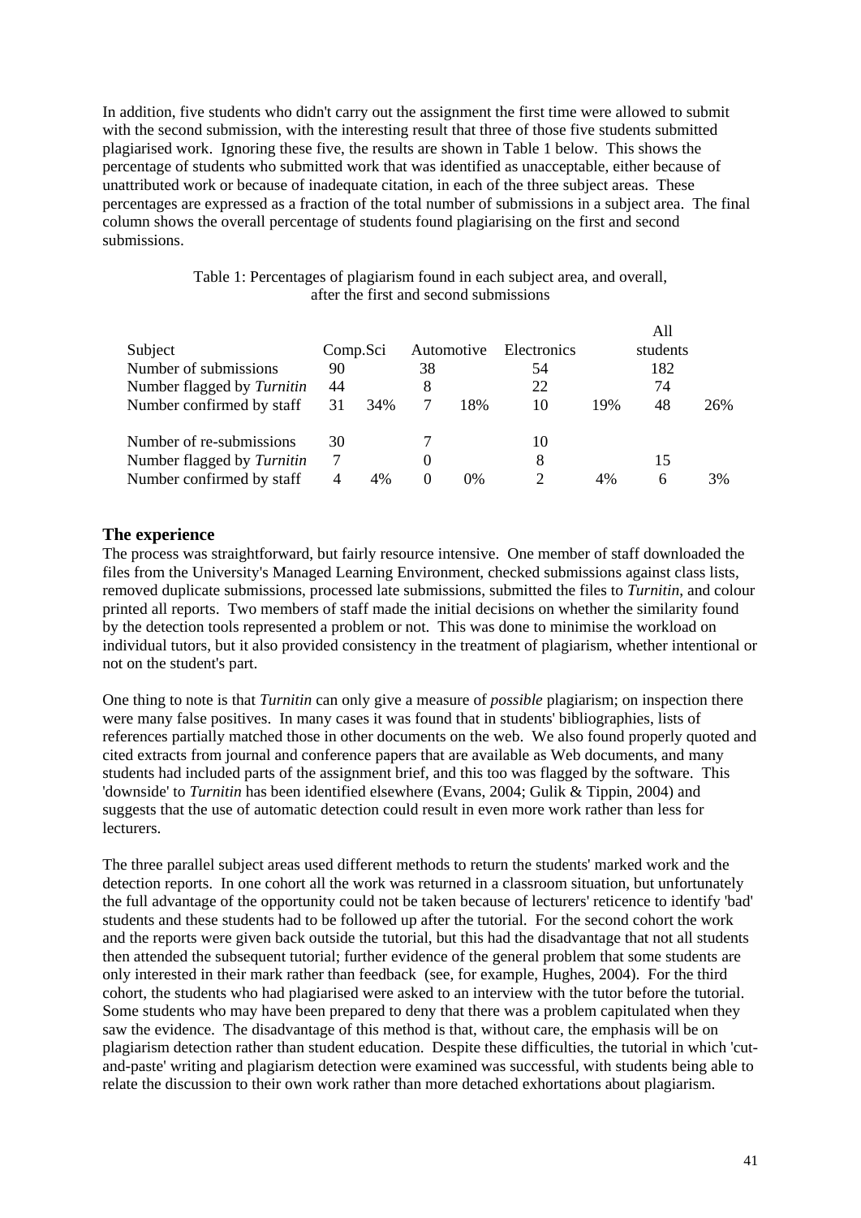In addition, five students who didn't carry out the assignment the first time were allowed to submit with the second submission, with the interesting result that three of those five students submitted plagiarised work. Ignoring these five, the results are shown in Table 1 below. This shows the percentage of students who submitted work that was identified as unacceptable, either because of unattributed work or because of inadequate citation, in each of the three subject areas. These percentages are expressed as a fraction of the total number of submissions in a subject area. The final column shows the overall percentage of students found plagiarising on the first and second submissions.

Table 1: Percentages of plagiarism found in each subject area, and overall, after the first and second submissions

| Subject | Comp.Sci | | Automotive | | Electronics | | All students | |
|---|---|---|---|---|---|---|---|---|
| Number of submissions | 90 | | 38 | | 54 | | 182 | |
| Number flagged by *Turnitin* | 44 | | 8 | | 22 | | 74 | |
| Number confirmed by staff | 31 | 34% | 7 | 18% | 10 | 19% | 48 | 26% |
| Number of re-submissions | 30 | | 7 | | 10 | | | |
| Number flagged by *Turnitin* | 7 | | 0 | | 8 | | 15 | |
| Number confirmed by staff | 4 | 4% | 0 | 0% | 2 | 4% | 6 | 3% |

## The experience

The process was straightforward, but fairly resource intensive. One member of staff downloaded the files from the University's Managed Learning Environment, checked submissions against class lists, removed duplicate submissions, processed late submissions, submitted the files to *Turnitin*, and colour printed all reports. Two members of staff made the initial decisions on whether the similarity found by the detection tools represented a problem or not. This was done to minimise the workload on individual tutors, but it also provided consistency in the treatment of plagiarism, whether intentional or not on the student's part.

One thing to note is that *Turnitin* can only give a measure of *possible* plagiarism; on inspection there were many false positives. In many cases it was found that in students' bibliographies, lists of references partially matched those in other documents on the web. We also found properly quoted and cited extracts from journal and conference papers that are available as Web documents, and many students had included parts of the assignment brief, and this too was flagged by the software. This 'downside' to *Turnitin* has been identified elsewhere (Evans, 2004; Gulik & Tippin, 2004) and suggests that the use of automatic detection could result in even more work rather than less for lecturers.

The three parallel subject areas used different methods to return the students' marked work and the detection reports. In one cohort all the work was returned in a classroom situation, but unfortunately the full advantage of the opportunity could not be taken because of lecturers' reticence to identify 'bad' students and these students had to be followed up after the tutorial. For the second cohort the work and the reports were given back outside the tutorial, but this had the disadvantage that not all students then attended the subsequent tutorial; further evidence of the general problem that some students are only interested in their mark rather than feedback (see, for example, Hughes, 2004). For the third cohort, the students who had plagiarised were asked to an interview with the tutor before the tutorial. Some students who may have been prepared to deny that there was a problem capitulated when they saw the evidence. The disadvantage of this method is that, without care, the emphasis will be on plagiarism detection rather than student education. Despite these difficulties, the tutorial in which 'cut-and-paste' writing and plagiarism detection were examined was successful, with students being able to relate the discussion to their own work rather than more detached exhortations about plagiarism.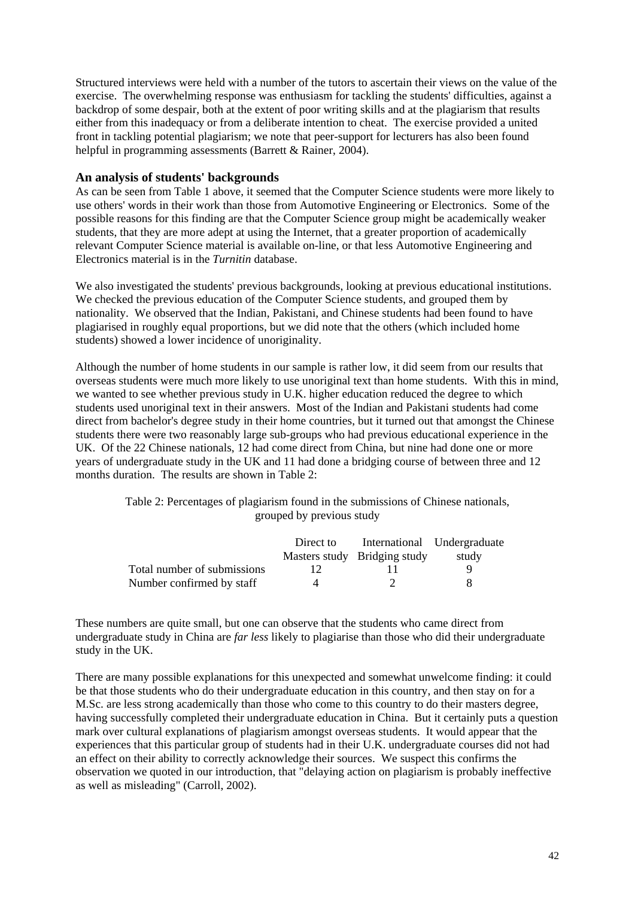Structured interviews were held with a number of the tutors to ascertain their views on the value of the exercise. The overwhelming response was enthusiasm for tackling the students' difficulties, against a backdrop of some despair, both at the extent of poor writing skills and at the plagiarism that results either from this inadequacy or from a deliberate intention to cheat. The exercise provided a united front in tackling potential plagiarism; we note that peer-support for lecturers has also been found helpful in programming assessments (Barrett & Rainer, 2004).

### An analysis of students' backgrounds

As can be seen from Table 1 above, it seemed that the Computer Science students were more likely to use others' words in their work than those from Automotive Engineering or Electronics. Some of the possible reasons for this finding are that the Computer Science group might be academically weaker students, that they are more adept at using the Internet, that a greater proportion of academically relevant Computer Science material is available on-line, or that less Automotive Engineering and Electronics material is in the *Turnitin* database.

We also investigated the students' previous backgrounds, looking at previous educational institutions. We checked the previous education of the Computer Science students, and grouped them by nationality. We observed that the Indian, Pakistani, and Chinese students had been found to have plagiarised in roughly equal proportions, but we did note that the others (which included home students) showed a lower incidence of unoriginality.

Although the number of home students in our sample is rather low, it did seem from our results that overseas students were much more likely to use unoriginal text than home students. With this in mind, we wanted to see whether previous study in U.K. higher education reduced the degree to which students used unoriginal text in their answers. Most of the Indian and Pakistani students had come direct from bachelor's degree study in their home countries, but it turned out that amongst the Chinese students there were two reasonably large sub-groups who had previous educational experience in the UK. Of the 22 Chinese nationals, 12 had come direct from China, but nine had done one or more years of undergraduate study in the UK and 11 had done a bridging course of between three and 12 months duration. The results are shown in Table 2:

Table 2: Percentages of plagiarism found in the submissions of Chinese nationals, grouped by previous study

| | Direct to Masters study | International Bridging study | Undergraduate study |
|---|---|---|---|
| Total number of submissions | 12 | 11 | 9 |
| Number confirmed by staff | 4 | 2 | 8 |

These numbers are quite small, but one can observe that the students who came direct from undergraduate study in China are *far less* likely to plagiarise than those who did their undergraduate study in the UK.

There are many possible explanations for this unexpected and somewhat unwelcome finding: it could be that those students who do their undergraduate education in this country, and then stay on for a M.Sc. are less strong academically than those who come to this country to do their masters degree, having successfully completed their undergraduate education in China. But it certainly puts a question mark over cultural explanations of plagiarism amongst overseas students. It would appear that the experiences that this particular group of students had in their U.K. undergraduate courses did not had an effect on their ability to correctly acknowledge their sources. We suspect this confirms the observation we quoted in our introduction, that "delaying action on plagiarism is probably ineffective as well as misleading" (Carroll, 2002).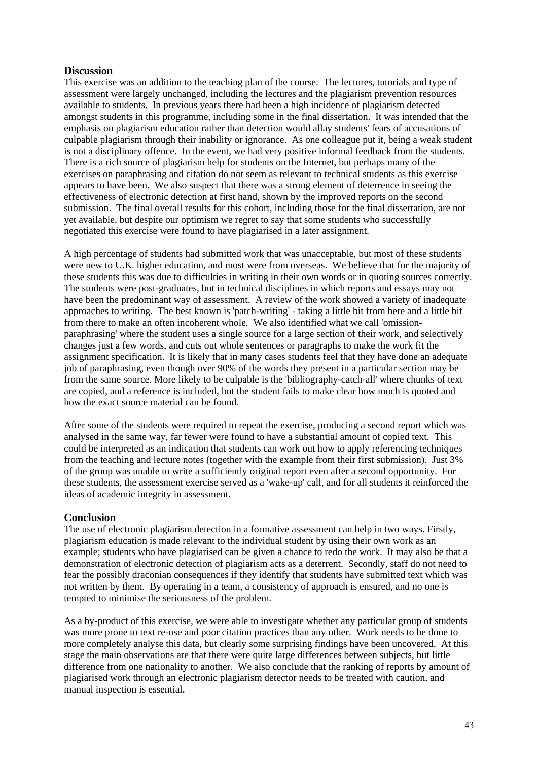## Discussion

This exercise was an addition to the teaching plan of the course. The lectures, tutorials and type of assessment were largely unchanged, including the lectures and the plagiarism prevention resources available to students. In previous years there had been a high incidence of plagiarism detected amongst students in this programme, including some in the final dissertation. It was intended that the emphasis on plagiarism education rather than detection would allay students' fears of accusations of culpable plagiarism through their inability or ignorance. As one colleague put it, being a weak student is not a disciplinary offence. In the event, we had very positive informal feedback from the students. There is a rich source of plagiarism help for students on the Internet, but perhaps many of the exercises on paraphrasing and citation do not seem as relevant to technical students as this exercise appears to have been. We also suspect that there was a strong element of deterrence in seeing the effectiveness of electronic detection at first hand, shown by the improved reports on the second submission. The final overall results for this cohort, including those for the final dissertation, are not yet available, but despite our optimism we regret to say that some students who successfully negotiated this exercise were found to have plagiarised in a later assignment.

A high percentage of students had submitted work that was unacceptable, but most of these students were new to U.K. higher education, and most were from overseas. We believe that for the majority of these students this was due to difficulties in writing in their own words or in quoting sources correctly. The students were post-graduates, but in technical disciplines in which reports and essays may not have been the predominant way of assessment. A review of the work showed a variety of inadequate approaches to writing. The best known is 'patch-writing' - taking a little bit from here and a little bit from there to make an often incoherent whole. We also identified what we call 'omission-paraphrasing' where the student uses a single source for a large section of their work, and selectively changes just a few words, and cuts out whole sentences or paragraphs to make the work fit the assignment specification. It is likely that in many cases students feel that they have done an adequate job of paraphrasing, even though over 90% of the words they present in a particular section may be from the same source. More likely to be culpable is the 'bibliography-catch-all' where chunks of text are copied, and a reference is included, but the student fails to make clear how much is quoted and how the exact source material can be found.

After some of the students were required to repeat the exercise, producing a second report which was analysed in the same way, far fewer were found to have a substantial amount of copied text. This could be interpreted as an indication that students can work out how to apply referencing techniques from the teaching and lecture notes (together with the example from their first submission). Just 3% of the group was unable to write a sufficiently original report even after a second opportunity. For these students, the assessment exercise served as a 'wake-up' call, and for all students it reinforced the ideas of academic integrity in assessment.

## Conclusion

The use of electronic plagiarism detection in a formative assessment can help in two ways. Firstly, plagiarism education is made relevant to the individual student by using their own work as an example; students who have plagiarised can be given a chance to redo the work. It may also be that a demonstration of electronic detection of plagiarism acts as a deterrent. Secondly, staff do not need to fear the possibly draconian consequences if they identify that students have submitted text which was not written by them. By operating in a team, a consistency of approach is ensured, and no one is tempted to minimise the seriousness of the problem.

As a by-product of this exercise, we were able to investigate whether any particular group of students was more prone to text re-use and poor citation practices than any other. Work needs to be done to more completely analyse this data, but clearly some surprising findings have been uncovered. At this stage the main observations are that there were quite large differences between subjects, but little difference from one nationality to another. We also conclude that the ranking of reports by amount of plagiarised work through an electronic plagiarism detector needs to be treated with caution, and manual inspection is essential.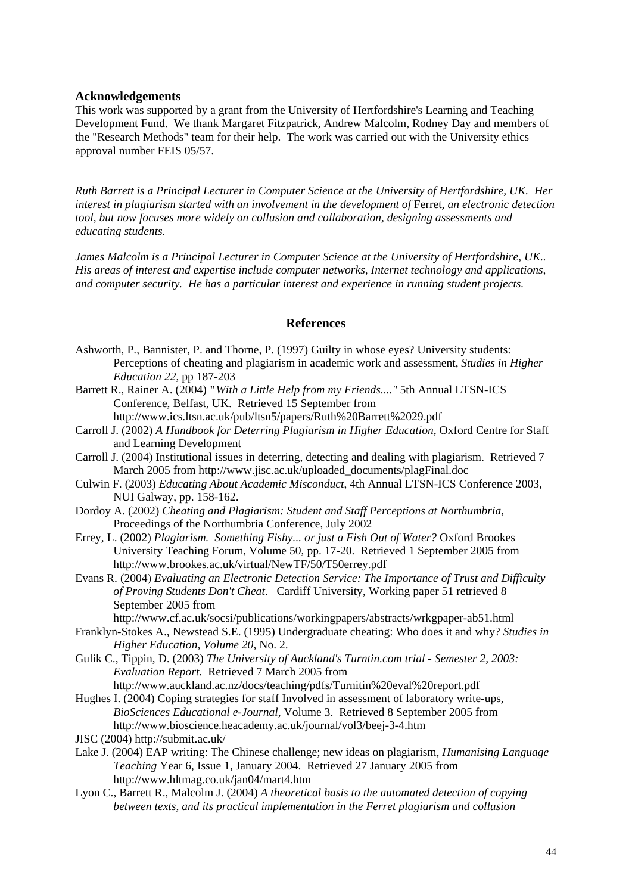## Acknowledgements

This work was supported by a grant from the University of Hertfordshire's Learning and Teaching Development Fund. We thank Margaret Fitzpatrick, Andrew Malcolm, Rodney Day and members of the "Research Methods" team for their help. The work was carried out with the University ethics approval number FEIS 05/57.

*Ruth Barrett is a Principal Lecturer in Computer Science at the University of Hertfordshire, UK. Her interest in plagiarism started with an involvement in the development of* Ferret*, an electronic detection tool, but now focuses more widely on collusion and collaboration, designing assessments and educating students.*

*James Malcolm is a Principal Lecturer in Computer Science at the University of Hertfordshire, UK.. His areas of interest and expertise include computer networks, Internet technology and applications, and computer security. He has a particular interest and experience in running student projects.*

## References

Ashworth, P., Bannister, P. and Thorne, P. (1997) Guilty in whose eyes? University students: Perceptions of cheating and plagiarism in academic work and assessment, *Studies in Higher Education 22*, pp 187-203

Barrett R., Rainer A. (2004) **"***With a Little Help from my Friends...."* 5th Annual LTSN-ICS Conference, Belfast, UK. Retrieved 15 September from http://www.ics.ltsn.ac.uk/pub/ltsn5/papers/Ruth%20Barrett%2029.pdf

Carroll J. (2002) *A Handbook for Deterring Plagiarism in Higher Education*, Oxford Centre for Staff and Learning Development

Carroll J. (2004) Institutional issues in deterring, detecting and dealing with plagiarism. Retrieved 7 March 2005 from http://www.jisc.ac.uk/uploaded_documents/plagFinal.doc

Culwin F. (2003) *Educating About Academic Misconduct*, 4th Annual LTSN-ICS Conference 2003, NUI Galway, pp. 158-162.

Dordoy A. (2002) *Cheating and Plagiarism: Student and Staff Perceptions at Northumbria*, Proceedings of the Northumbria Conference, July 2002

Errey, L. (2002) *Plagiarism. Something Fishy... or just a Fish Out of Water?* Oxford Brookes University Teaching Forum, Volume 50, pp. 17-20. Retrieved 1 September 2005 from http://www.brookes.ac.uk/virtual/NewTF/50/T50errey.pdf

Evans R. (2004) *Evaluating an Electronic Detection Service: The Importance of Trust and Difficulty of Proving Students Don't Cheat.* Cardiff University, Working paper 51 retrieved 8 September 2005 from http://www.cf.ac.uk/socsi/publications/workingpapers/abstracts/wrkgpaper-ab51.html

Franklyn-Stokes A., Newstead S.E. (1995) Undergraduate cheating: Who does it and why? *Studies in Higher Education, Volume 20*, No. 2.

Gulik C., Tippin, D. (2003) *The University of Auckland's Turntin.com trial - Semester 2, 2003: Evaluation Report.* Retrieved 7 March 2005 from http://www.auckland.ac.nz/docs/teaching/pdfs/Turnitin%20eval%20report.pdf

Hughes I. (2004) Coping strategies for staff Involved in assessment of laboratory write-ups, *BioSciences Educational e-Journal*, Volume 3. Retrieved 8 September 2005 from http://www.bioscience.heacademy.ac.uk/journal/vol3/beej-3-4.htm

JISC (2004) http://submit.ac.uk/

Lake J. (2004) EAP writing: The Chinese challenge; new ideas on plagiarism, *Humanising Language Teaching* Year 6, Issue 1, January 2004. Retrieved 27 January 2005 from http://www.hltmag.co.uk/jan04/mart4.htm

Lyon C., Barrett R., Malcolm J. (2004) *A theoretical basis to the automated detection of copying between texts, and its practical implementation in the Ferret plagiarism and collusion*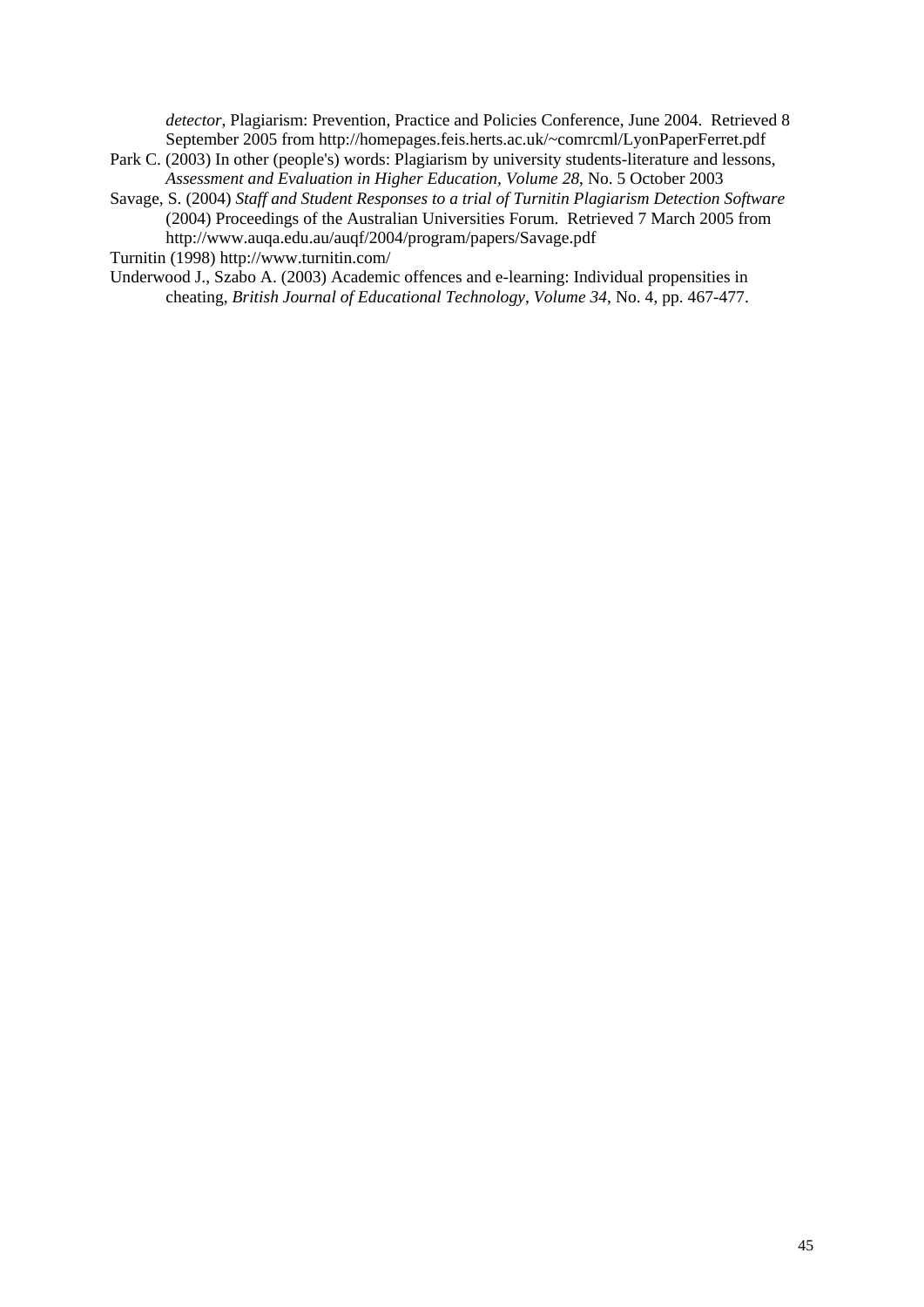*detector*, Plagiarism: Prevention, Practice and Policies Conference, June 2004. Retrieved 8 September 2005 from http://homepages.feis.herts.ac.uk/~comrcml/LyonPaperFerret.pdf

Park C. (2003) In other (people's) words: Plagiarism by university students-literature and lessons, *Assessment and Evaluation in Higher Education, Volume 28*, No. 5 October 2003

Savage, S. (2004) *Staff and Student Responses to a trial of Turnitin Plagiarism Detection Software* (2004) Proceedings of the Australian Universities Forum. Retrieved 7 March 2005 from http://www.auqa.edu.au/auqf/2004/program/papers/Savage.pdf

Turnitin (1998) http://www.turnitin.com/

Underwood J., Szabo A. (2003) Academic offences and e-learning: Individual propensities in cheating, *British Journal of Educational Technology, Volume 34*, No. 4, pp. 467-477.